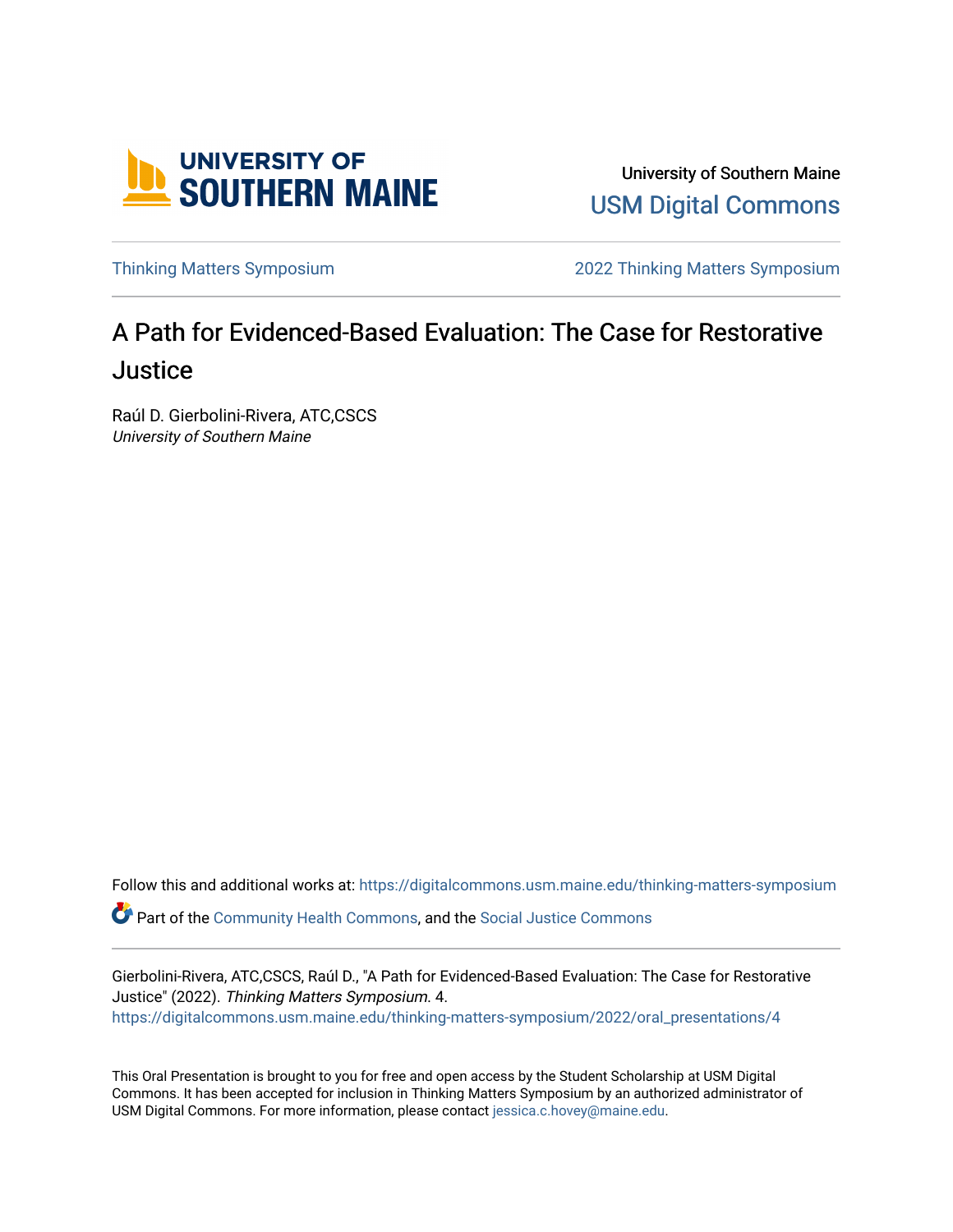University of Southern Maine

USM Digital Commons

Thinking Matters Symposium

2022 Thinking Matters Symposium

# A Path for Evidenced-Based Evaluation: The Case for Restorative Justice

Raúl D. Gierbolini-Rivera, ATC,CSCS
*University of Southern Maine*

Follow this and additional works at: https://digitalcommons.usm.maine.edu/thinking-matters-symposium

Part of the Community Health Commons, and the Social Justice Commons

Gierbolini-Rivera, ATC,CSCS, Raúl D., "A Path for Evidenced-Based Evaluation: The Case for Restorative Justice" (2022). *Thinking Matters Symposium*. 4.
https://digitalcommons.usm.maine.edu/thinking-matters-symposium/2022/oral_presentations/4

This Oral Presentation is brought to you for free and open access by the Student Scholarship at USM Digital Commons. It has been accepted for inclusion in Thinking Matters Symposium by an authorized administrator of USM Digital Commons. For more information, please contact jessica.c.hovey@maine.edu.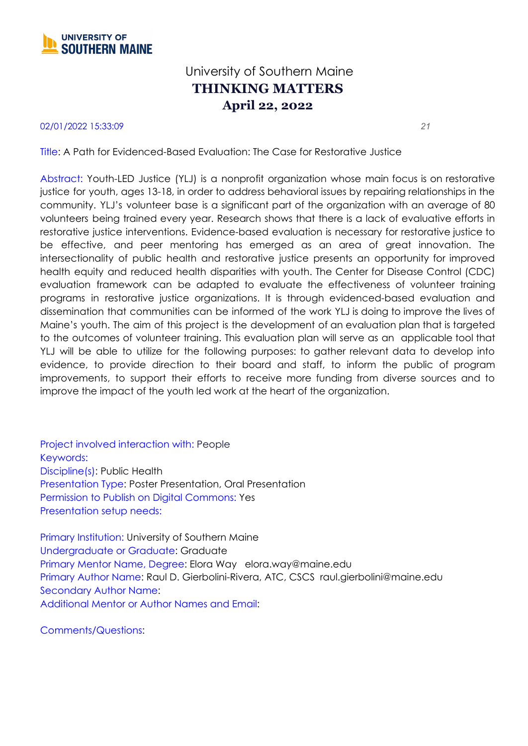University of Southern Maine

# THINKING MATTERS

## April 22, 2022

02/01/2022 15:33:09

21

Title: A Path for Evidenced-Based Evaluation: The Case for Restorative Justice

Abstract: Youth-LED Justice (YLJ) is a nonprofit organization whose main focus is on restorative justice for youth, ages 13-18, in order to address behavioral issues by repairing relationships in the community. YLJ's volunteer base is a significant part of the organization with an average of 80 volunteers being trained every year. Research shows that there is a lack of evaluative efforts in restorative justice interventions. Evidence-based evaluation is necessary for restorative justice to be effective, and peer mentoring has emerged as an area of great innovation. The intersectionality of public health and restorative justice presents an opportunity for improved health equity and reduced health disparities with youth. The Center for Disease Control (CDC) evaluation framework can be adapted to evaluate the effectiveness of volunteer training programs in restorative justice organizations. It is through evidenced-based evaluation and dissemination that communities can be informed of the work YLJ is doing to improve the lives of Maine's youth. The aim of this project is the development of an evaluation plan that is targeted to the outcomes of volunteer training. This evaluation plan will serve as an applicable tool that YLJ will be able to utilize for the following purposes: to gather relevant data to develop into evidence, to provide direction to their board and staff, to inform the public of program improvements, to support their efforts to receive more funding from diverse sources and to improve the impact of the youth led work at the heart of the organization.

Project involved interaction with: People
Keywords:
Discipline(s): Public Health
Presentation Type: Poster Presentation, Oral Presentation
Permission to Publish on Digital Commons: Yes
Presentation setup needs:

Primary Institution: University of Southern Maine
Undergraduate or Graduate: Graduate
Primary Mentor Name, Degree: Elora Way elora.way@maine.edu
Primary Author Name: Raul D. Gierbolini-Rivera, ATC, CSCS raul.gierbolini@maine.edu
Secondary Author Name:
Additional Mentor or Author Names and Email:

Comments/Questions: